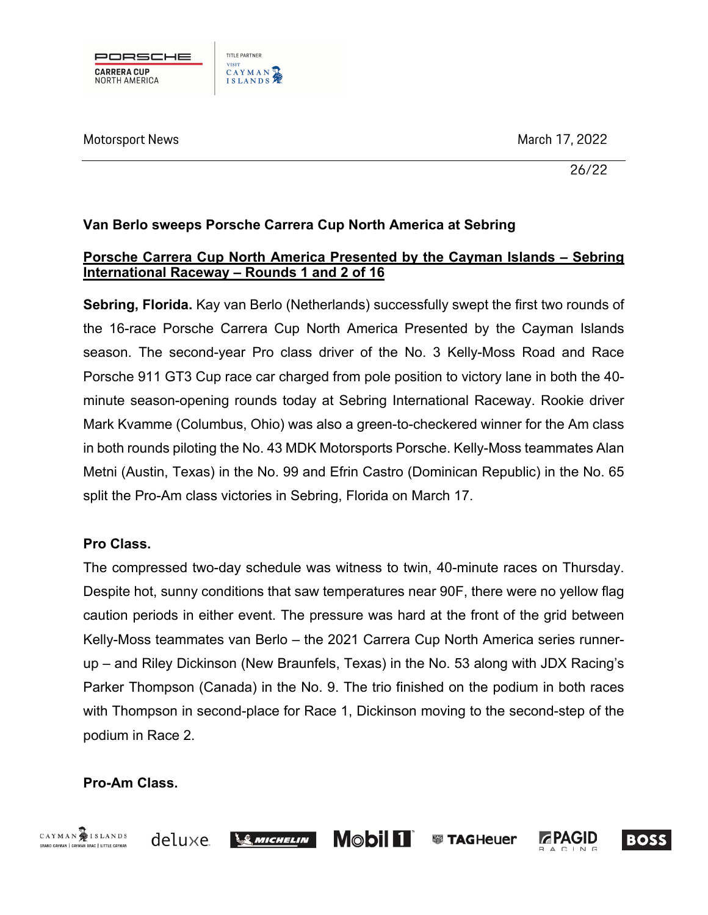Motorsport News

March 17, 2022

26/22

**Van Berlo sweeps Porsche Carrera Cup North America at Sebring**

**Porsche Carrera Cup North America Presented by the Cayman Islands – Sebring International Raceway – Rounds 1 and 2 of 16**

**Sebring, Florida.** Kay van Berlo (Netherlands) successfully swept the first two rounds of the 16-race Porsche Carrera Cup North America Presented by the Cayman Islands season. The second-year Pro class driver of the No. 3 Kelly-Moss Road and Race Porsche 911 GT3 Cup race car charged from pole position to victory lane in both the 40-minute season-opening rounds today at Sebring International Raceway. Rookie driver Mark Kvamme (Columbus, Ohio) was also a green-to-checkered winner for the Am class in both rounds piloting the No. 43 MDK Motorsports Porsche. Kelly-Moss teammates Alan Metni (Austin, Texas) in the No. 99 and Efrin Castro (Dominican Republic) in the No. 65 split the Pro-Am class victories in Sebring, Florida on March 17.

**Pro Class.**

The compressed two-day schedule was witness to twin, 40-minute races on Thursday. Despite hot, sunny conditions that saw temperatures near 90F, there were no yellow flag caution periods in either event. The pressure was hard at the front of the grid between Kelly-Moss teammates van Berlo – the 2021 Carrera Cup North America series runner-up – and Riley Dickinson (New Braunfels, Texas) in the No. 53 along with JDX Racing's Parker Thompson (Canada) in the No. 9. The trio finished on the podium in both races with Thompson in second-place for Race 1, Dickinson moving to the second-step of the podium in Race 2.

**Pro-Am Class.**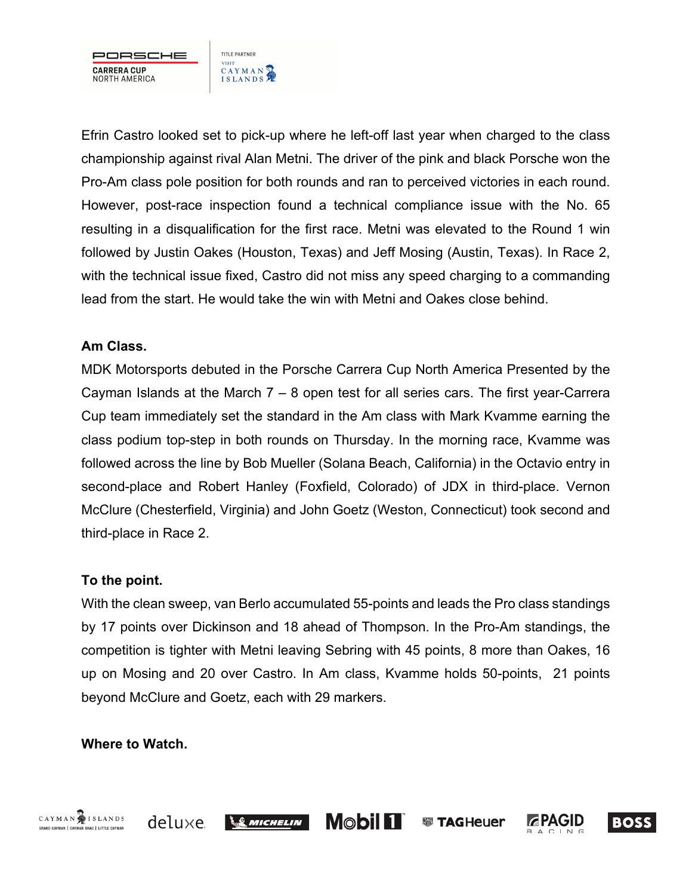Efrin Castro looked set to pick-up where he left-off last year when charged to the class championship against rival Alan Metni. The driver of the pink and black Porsche won the Pro-Am class pole position for both rounds and ran to perceived victories in each round. However, post-race inspection found a technical compliance issue with the No. 65 resulting in a disqualification for the first race. Metni was elevated to the Round 1 win followed by Justin Oakes (Houston, Texas) and Jeff Mosing (Austin, Texas). In Race 2, with the technical issue fixed, Castro did not miss any speed charging to a commanding lead from the start. He would take the win with Metni and Oakes close behind.

**Am Class.**

MDK Motorsports debuted in the Porsche Carrera Cup North America Presented by the Cayman Islands at the March 7 – 8 open test for all series cars. The first year-Carrera Cup team immediately set the standard in the Am class with Mark Kvamme earning the class podium top-step in both rounds on Thursday. In the morning race, Kvamme was followed across the line by Bob Mueller (Solana Beach, California) in the Octavio entry in second-place and Robert Hanley (Foxfield, Colorado) of JDX in third-place. Vernon McClure (Chesterfield, Virginia) and John Goetz (Weston, Connecticut) took second and third-place in Race 2.

**To the point.**

With the clean sweep, van Berlo accumulated 55-points and leads the Pro class standings by 17 points over Dickinson and 18 ahead of Thompson. In the Pro-Am standings, the competition is tighter with Metni leaving Sebring with 45 points, 8 more than Oakes, 16 up on Mosing and 20 over Castro. In Am class, Kvamme holds 50-points, 21 points beyond McClure and Goetz, each with 29 markers.

**Where to Watch.**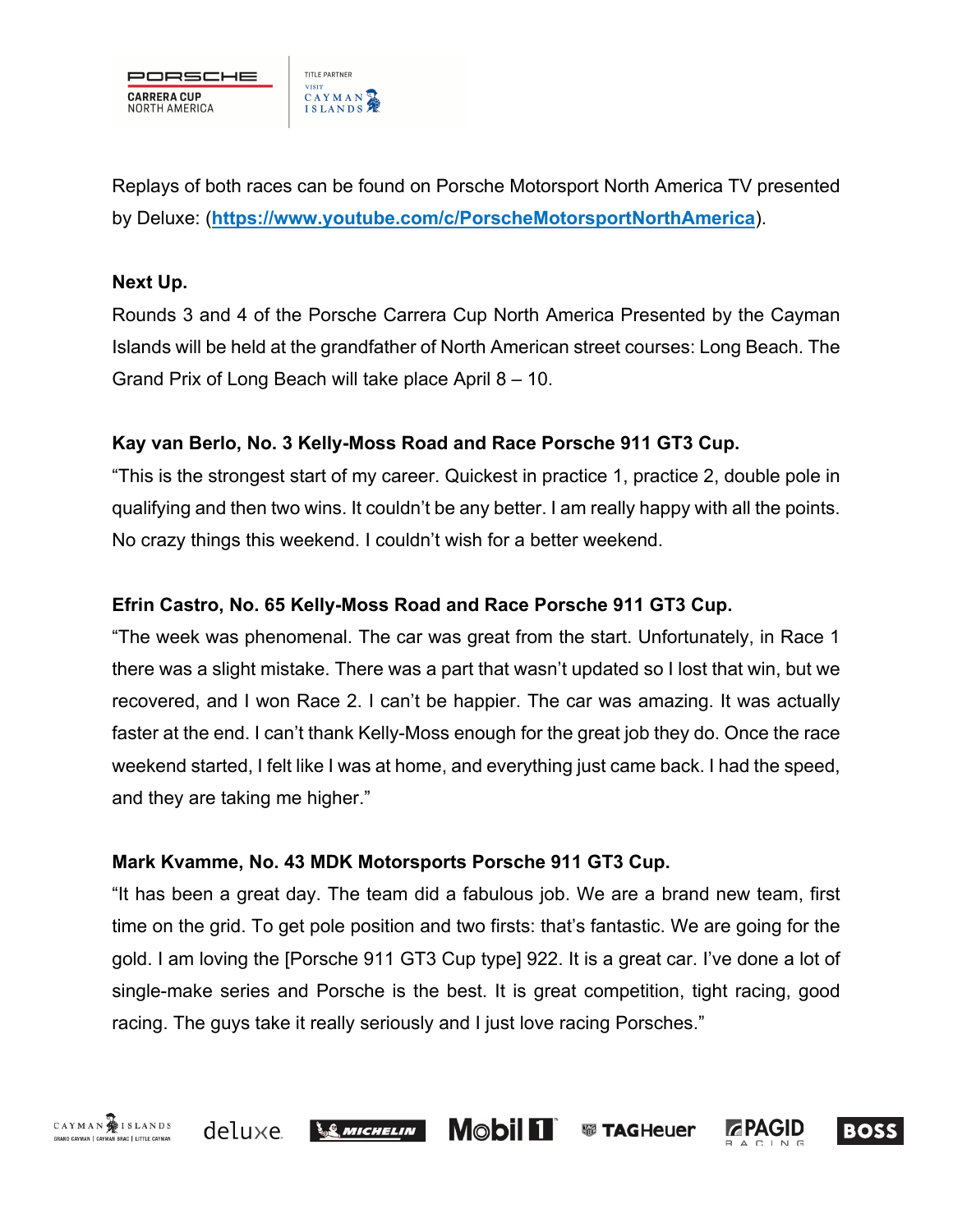Replays of both races can be found on Porsche Motorsport North America TV presented by Deluxe: ([https://www.youtube.com/c/PorscheMotorsportNorthAmerica](https://www.youtube.com/c/PorscheMotorsportNorthAmerica)).

**Next Up.**

Rounds 3 and 4 of the Porsche Carrera Cup North America Presented by the Cayman Islands will be held at the grandfather of North American street courses: Long Beach. The Grand Prix of Long Beach will take place April 8 – 10.

**Kay van Berlo, No. 3 Kelly-Moss Road and Race Porsche 911 GT3 Cup.**

"This is the strongest start of my career. Quickest in practice 1, practice 2, double pole in qualifying and then two wins. It couldn't be any better. I am really happy with all the points. No crazy things this weekend. I couldn't wish for a better weekend.

**Efrin Castro, No. 65 Kelly-Moss Road and Race Porsche 911 GT3 Cup.**

"The week was phenomenal. The car was great from the start. Unfortunately, in Race 1 there was a slight mistake. There was a part that wasn't updated so I lost that win, but we recovered, and I won Race 2. I can't be happier. The car was amazing. It was actually faster at the end. I can't thank Kelly-Moss enough for the great job they do. Once the race weekend started, I felt like I was at home, and everything just came back. I had the speed, and they are taking me higher."

**Mark Kvamme, No. 43 MDK Motorsports Porsche 911 GT3 Cup.**

"It has been a great day. The team did a fabulous job. We are a brand new team, first time on the grid. To get pole position and two firsts: that's fantastic. We are going for the gold. I am loving the [Porsche 911 GT3 Cup type] 922. It is a great car. I've done a lot of single-make series and Porsche is the best. It is great competition, tight racing, good racing. The guys take it really seriously and I just love racing Porsches."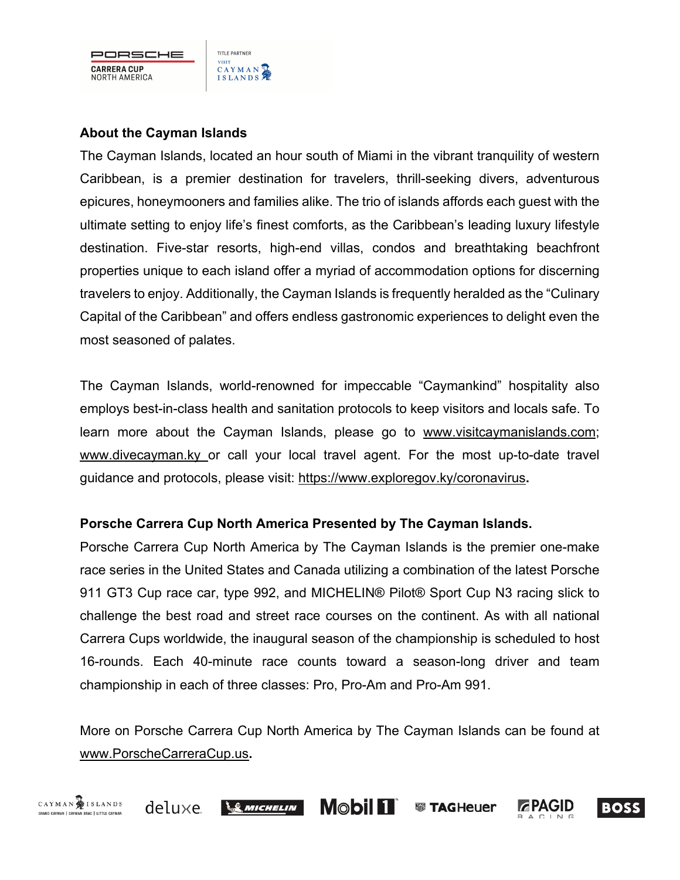## About the Cayman Islands

The Cayman Islands, located an hour south of Miami in the vibrant tranquility of western Caribbean, is a premier destination for travelers, thrill-seeking divers, adventurous epicures, honeymooners and families alike. The trio of islands affords each guest with the ultimate setting to enjoy life's finest comforts, as the Caribbean's leading luxury lifestyle destination. Five-star resorts, high-end villas, condos and breathtaking beachfront properties unique to each island offer a myriad of accommodation options for discerning travelers to enjoy. Additionally, the Cayman Islands is frequently heralded as the "Culinary Capital of the Caribbean" and offers endless gastronomic experiences to delight even the most seasoned of palates.

The Cayman Islands, world-renowned for impeccable "Caymankind" hospitality also employs best-in-class health and sanitation protocols to keep visitors and locals safe. To learn more about the Cayman Islands, please go to www.visitcaymanislands.com; www.divecayman.ky or call your local travel agent. For the most up-to-date travel guidance and protocols, please visit: https://www.exploregov.ky/coronavirus.

## Porsche Carrera Cup North America Presented by The Cayman Islands.

Porsche Carrera Cup North America by The Cayman Islands is the premier one-make race series in the United States and Canada utilizing a combination of the latest Porsche 911 GT3 Cup race car, type 992, and MICHELIN® Pilot® Sport Cup N3 racing slick to challenge the best road and street race courses on the continent. As with all national Carrera Cups worldwide, the inaugural season of the championship is scheduled to host 16-rounds. Each 40-minute race counts toward a season-long driver and team championship in each of three classes: Pro, Pro-Am and Pro-Am 991.

More on Porsche Carrera Cup North America by The Cayman Islands can be found at www.PorscheCarreraCup.us.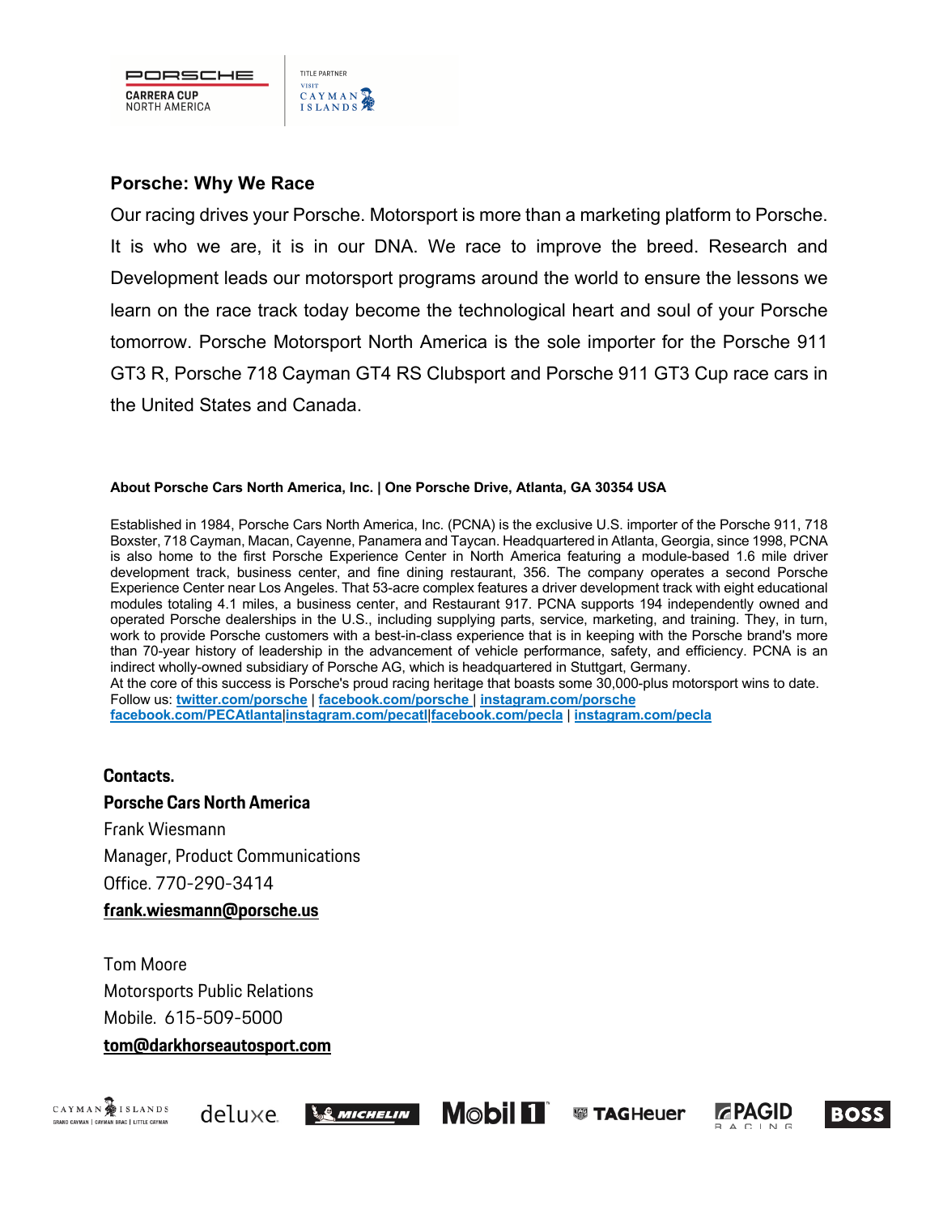## Porsche: Why We Race

Our racing drives your Porsche. Motorsport is more than a marketing platform to Porsche. It is who we are, it is in our DNA. We race to improve the breed. Research and Development leads our motorsport programs around the world to ensure the lessons we learn on the race track today become the technological heart and soul of your Porsche tomorrow. Porsche Motorsport North America is the sole importer for the Porsche 911 GT3 R, Porsche 718 Cayman GT4 RS Clubsport and Porsche 911 GT3 Cup race cars in the United States and Canada.

**About Porsche Cars North America, Inc. | One Porsche Drive, Atlanta, GA 30354 USA**

Established in 1984, Porsche Cars North America, Inc. (PCNA) is the exclusive U.S. importer of the Porsche 911, 718 Boxster, 718 Cayman, Macan, Cayenne, Panamera and Taycan. Headquartered in Atlanta, Georgia, since 1998, PCNA is also home to the first Porsche Experience Center in North America featuring a module-based 1.6 mile driver development track, business center, and fine dining restaurant, 356. The company operates a second Porsche Experience Center near Los Angeles. That 53-acre complex features a driver development track with eight educational modules totaling 4.1 miles, a business center, and Restaurant 917. PCNA supports 194 independently owned and operated Porsche dealerships in the U.S., including supplying parts, service, marketing, and training. They, in turn, work to provide Porsche customers with a best-in-class experience that is in keeping with the Porsche brand's more than 70-year history of leadership in the advancement of vehicle performance, safety, and efficiency. PCNA is an indirect wholly-owned subsidiary of Porsche AG, which is headquartered in Stuttgart, Germany.
At the core of this success is Porsche's proud racing heritage that boasts some 30,000-plus motorsport wins to date.
Follow us: **twitter.com/porsche** | **facebook.com/porsche** | **instagram.com/porsche**
**facebook.com/PECAtlanta**|**instagram.com/pecatl**|**facebook.com/pecla** | **instagram.com/pecla**

**Contacts.**

**Porsche Cars North America**
Frank Wiesmann
Manager, Product Communications
Office. 770-290-3414
**frank.wiesmann@porsche.us**

Tom Moore
Motorsports Public Relations
Mobile. 615-509-5000
**tom@darkhorseautosport.com**